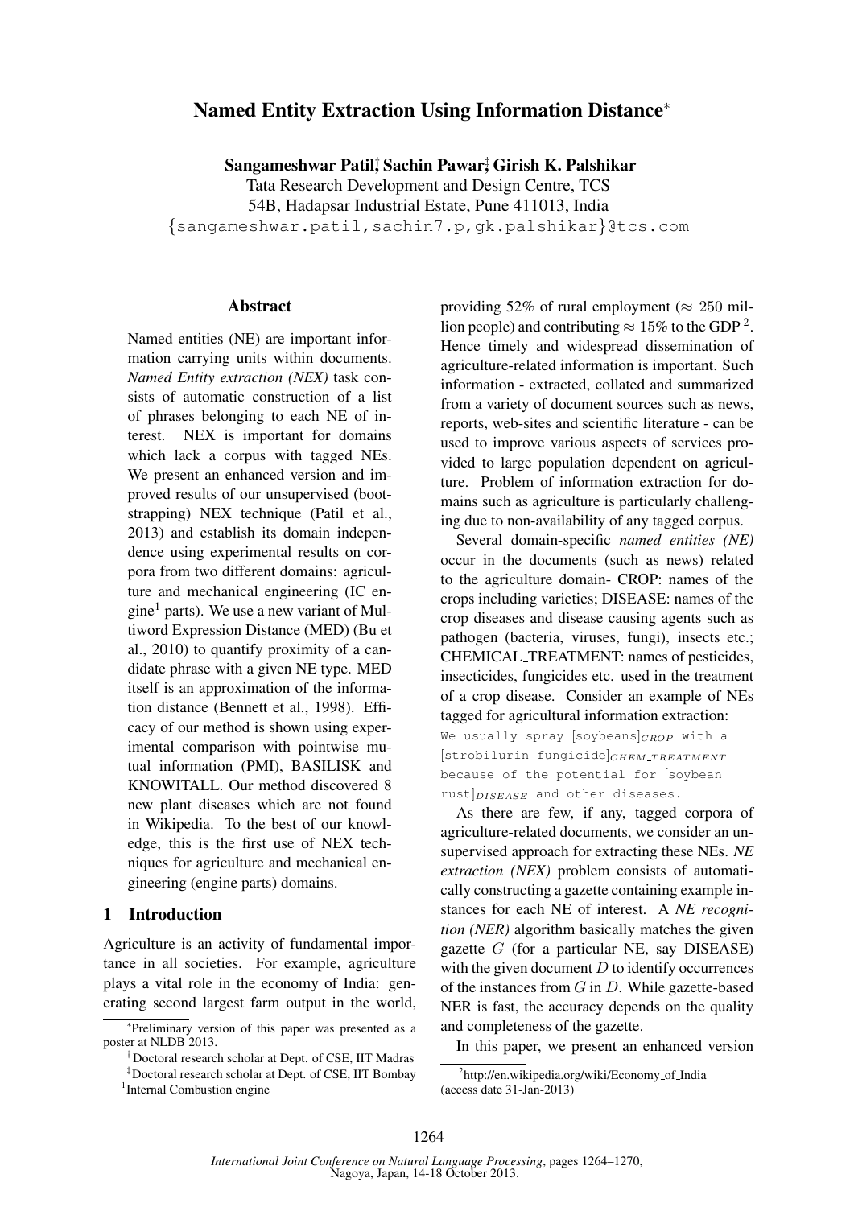# Named Entity Extraction Using Information Distance*

**Sangameshwar Patil**[†], **Sachin Pawar**[‡], **Girish K. Palshikar**
Tata Research Development and Design Centre, TCS
54B, Hadapsar Industrial Estate, Pune 411013, India
{sangameshwar.patil,sachin7.p,gk.palshikar}@tcs.com

## Abstract

Named entities (NE) are important information carrying units within documents. *Named Entity extraction (NEX)* task consists of automatic construction of a list of phrases belonging to each NE of interest. NEX is important for domains which lack a corpus with tagged NEs. We present an enhanced version and improved results of our unsupervised (bootstrapping) NEX technique (Patil et al., 2013) and establish its domain independence using experimental results on corpora from two different domains: agriculture and mechanical engineering (IC engine[1] parts). We use a new variant of Multiword Expression Distance (MED) (Bu et al., 2010) to quantify proximity of a candidate phrase with a given NE type. MED itself is an approximation of the information distance (Bennett et al., 1998). Efficacy of our method is shown using experimental comparison with pointwise mutual information (PMI), BASILISK and KNOWITALL. Our method discovered 8 new plant diseases which are not found in Wikipedia. To the best of our knowledge, this is the first use of NEX techniques for agriculture and mechanical engineering (engine parts) domains.

## 1 Introduction

Agriculture is an activity of fundamental importance in all societies. For example, agriculture plays a vital role in the economy of India: generating second largest farm output in the world, providing 52% of rural employment ($\approx 250$ million people) and contributing $\approx 15\%$ to the GDP[2]. Hence timely and widespread dissemination of agriculture-related information is important. Such information - extracted, collated and summarized from a variety of document sources such as news, reports, web-sites and scientific literature - can be used to improve various aspects of services provided to large population dependent on agriculture. Problem of information extraction for domains such as agriculture is particularly challenging due to non-availability of any tagged corpus.

Several domain-specific *named entities (NE)* occur in the documents (such as news) related to the agriculture domain- CROP: names of the crops including varieties; DISEASE: names of the crop diseases and disease causing agents such as pathogen (bacteria, viruses, fungi), insects etc.; CHEMICAL_TREATMENT: names of pesticides, insecticides, fungicides etc. used in the treatment of a crop disease. Consider an example of NEs tagged for agricultural information extraction:

`We usually spray [soybeans]`$_{CROP}$ `with a [strobilurin fungicide]`$_{CHEM\_TREATMENT}$ `because of the potential for [soybean rust]`$_{DISEASE}$ `and other diseases.`

As there are few, if any, tagged corpora of agriculture-related documents, we consider an unsupervised approach for extracting these NEs. *NE extraction (NEX)* problem consists of automatically constructing a gazette containing example instances for each NE of interest. A *NE recognition (NER)* algorithm basically matches the given gazette $G$ (for a particular NE, say DISEASE) with the given document $D$ to identify occurrences of the instances from $G$ in $D$. While gazette-based NER is fast, the accuracy depends on the quality and completeness of the gazette.

In this paper, we present an enhanced version

---

*Preliminary version of this paper was presented as a poster at NLDB 2013.

[†] Doctoral research scholar at Dept. of CSE, IIT Madras

[‡] Doctoral research scholar at Dept. of CSE, IIT Bombay

[1] Internal Combustion engine

[2] http://en.wikipedia.org/wiki/Economy_of_India (access date 31-Jan-2013)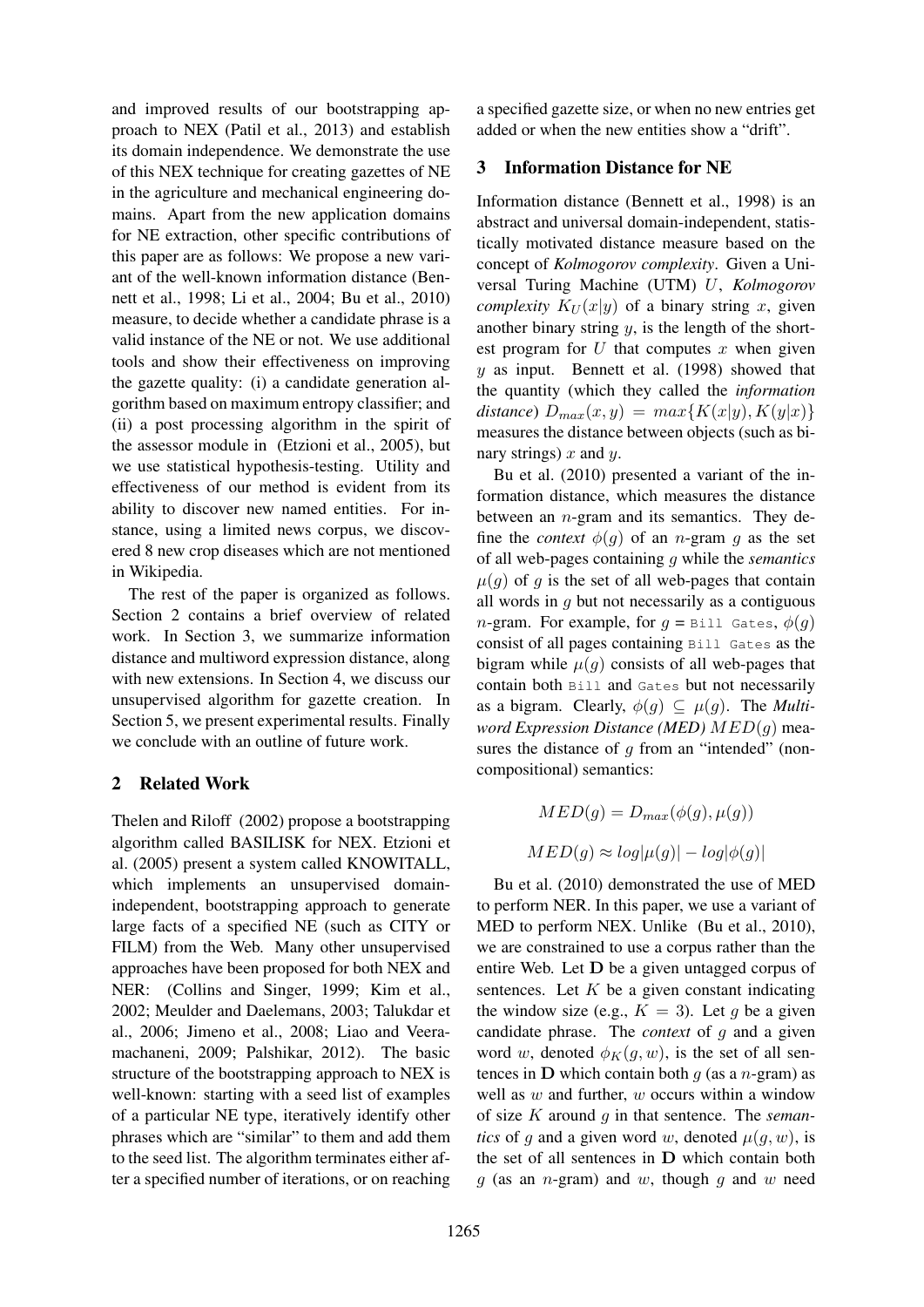and improved results of our bootstrapping approach to NEX (Patil et al., 2013) and establish its domain independence. We demonstrate the use of this NEX technique for creating gazettes of NE in the agriculture and mechanical engineering domains. Apart from the new application domains for NE extraction, other specific contributions of this paper are as follows: We propose a new variant of the well-known information distance (Bennett et al., 1998; Li et al., 2004; Bu et al., 2010) measure, to decide whether a candidate phrase is a valid instance of the NE or not. We use additional tools and show their effectiveness on improving the gazette quality: (i) a candidate generation algorithm based on maximum entropy classifier; and (ii) a post processing algorithm in the spirit of the assessor module in (Etzioni et al., 2005), but we use statistical hypothesis-testing. Utility and effectiveness of our method is evident from its ability to discover new named entities. For instance, using a limited news corpus, we discovered 8 new crop diseases which are not mentioned in Wikipedia.

The rest of the paper is organized as follows. Section 2 contains a brief overview of related work. In Section 3, we summarize information distance and multiword expression distance, along with new extensions. In Section 4, we discuss our unsupervised algorithm for gazette creation. In Section 5, we present experimental results. Finally we conclude with an outline of future work.

## 2 Related Work

Thelen and Riloff (2002) propose a bootstrapping algorithm called BASILISK for NEX. Etzioni et al. (2005) present a system called KNOWITALL, which implements an unsupervised domain-independent, bootstrapping approach to generate large facts of a specified NE (such as CITY or FILM) from the Web. Many other unsupervised approaches have been proposed for both NEX and NER: (Collins and Singer, 1999; Kim et al., 2002; Meulder and Daelemans, 2003; Talukdar et al., 2006; Jimeno et al., 2008; Liao and Veeramachaneni, 2009; Palshikar, 2012). The basic structure of the bootstrapping approach to NEX is well-known: starting with a seed list of examples of a particular NE type, iteratively identify other phrases which are "similar" to them and add them to the seed list. The algorithm terminates either after a specified number of iterations, or on reaching a specified gazette size, or when no new entries get added or when the new entities show a "drift".

## 3 Information Distance for NE

Information distance (Bennett et al., 1998) is an abstract and universal domain-independent, statistically motivated distance measure based on the concept of *Kolmogorov complexity*. Given a Universal Turing Machine (UTM) $U$, *Kolmogorov complexity* $K_U(x|y)$ of a binary string $x$, given another binary string $y$, is the length of the shortest program for $U$ that computes $x$ when given $y$ as input. Bennett et al. (1998) showed that the quantity (which they called the *information distance*) $D_{max}(x, y) = max\{K(x|y), K(y|x)\}$ measures the distance between objects (such as binary strings) $x$ and $y$.

Bu et al. (2010) presented a variant of the information distance, which measures the distance between an $n$-gram and its semantics. They define the *context* $\phi(g)$ of an $n$-gram $g$ as the set of all web-pages containing $g$ while the *semantics* $\mu(g)$ of $g$ is the set of all web-pages that contain all words in $g$ but not necessarily as a contiguous $n$-gram. For example, for $g$ = `Bill Gates`, $\phi(g)$ consist of all pages containing `Bill Gates` as the bigram while $\mu(g)$ consists of all web-pages that contain both `Bill` and `Gates` but not necessarily as a bigram. Clearly, $\phi(g) \subseteq \mu(g)$. The ***Multiword Expression Distance (MED)*** $MED(g)$ measures the distance of $g$ from an "intended" (non-compositional) semantics:

$$MED(g) = D_{max}(\phi(g), \mu(g))$$

$$MED(g) \approx log|\mu(g)| - log|\phi(g)|$$

Bu et al. (2010) demonstrated the use of MED to perform NER. In this paper, we use a variant of MED to perform NEX. Unlike (Bu et al., 2010), we are constrained to use a corpus rather than the entire Web. Let $\mathbf{D}$ be a given untagged corpus of sentences. Let $K$ be a given constant indicating the window size (e.g., $K = 3$). Let $g$ be a given candidate phrase. The *context* of $g$ and a given word $w$, denoted $\phi_K(g, w)$, is the set of all sentences in $\mathbf{D}$ which contain both $g$ (as a $n$-gram) as well as $w$ and further, $w$ occurs within a window of size $K$ around $g$ in that sentence. The *semantics* of $g$ and a given word $w$, denoted $\mu(g, w)$, is the set of all sentences in $\mathbf{D}$ which contain both $g$ (as an $n$-gram) and $w$, though $g$ and $w$ need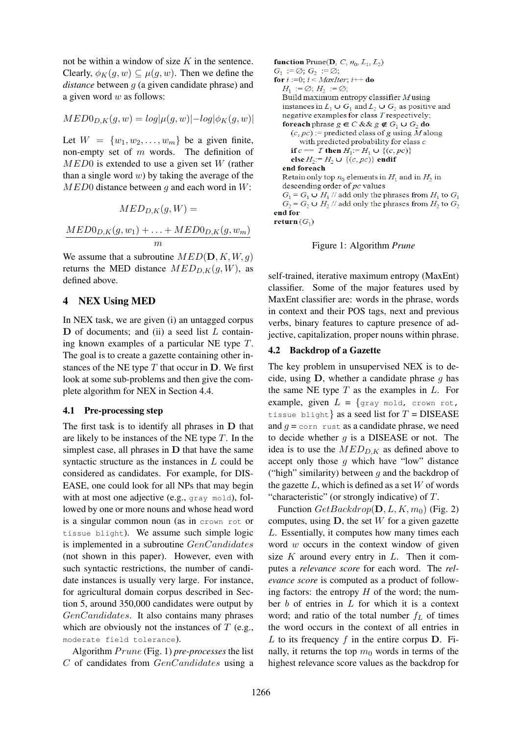not be within a window of size $K$ in the sentence. Clearly, $\phi_K(g, w) \subseteq \mu(g, w)$. Then we define the *distance* between $g$ (a given candidate phrase) and a given word $w$ as follows:

$$MED0_{D,K}(g, w) = log|\mu(g, w)| - log|\phi_K(g, w)|$$

Let $W = \{w_1, w_2, \ldots, w_m\}$ be a given finite, non-empty set of $m$ words. The definition of $MED0$ is extended to use a given set $W$ (rather than a single word $w$) by taking the average of the $MED0$ distance between $g$ and each word in $W$:

$$MED_{D,K}(g, W) = \frac{MED0_{D,K}(g, w_1) + \ldots + MED0_{D,K}(g, w_m)}{m}$$

We assume that a subroutine $MED(\mathbf{D}, K, W, g)$ returns the MED distance $MED_{D,K}(g, W)$, as defined above.

## 4 NEX Using MED

In NEX task, we are given (i) an untagged corpus $\mathbf{D}$ of documents; and (ii) a seed list $L$ containing known examples of a particular NE type $T$. The goal is to create a gazette containing other instances of the NE type $T$ that occur in $\mathbf{D}$. We first look at some sub-problems and then give the complete algorithm for NEX in Section 4.4.

### 4.1 Pre-processing step

The first task is to identify all phrases in $\mathbf{D}$ that are likely to be instances of the NE type $T$. In the simplest case, all phrases in $\mathbf{D}$ that have the same syntactic structure as the instances in $L$ could be considered as candidates. For example, for DISEASE, one could look for all NPs that may begin with at most one adjective (e.g., `gray mold`), followed by one or more nouns and whose head word is a singular common noun (as in `crown rot` or `tissue blight`). We assume such simple logic is implemented in a subroutine $GenCandidates$ (not shown in this paper). However, even with such syntactic restrictions, the number of candidate instances is usually very large. For instance, for agricultural domain corpus described in Section 5, around 350,000 candidates were output by $GenCandidates$. It also contains many phrases which are obviously not the instances of $T$ (e.g., `moderate field tolerance`).

Algorithm $Prune$ (Fig. 1) *pre-processes* the list $C$ of candidates from $GenCandidates$ using a

```
function Prune(D, C, n0, L1, L2)
G1 := ∅; G2 := ∅;
for i := 0; i < MaxIter; i++ do
  H1 := ∅; H2 := ∅;
  Build maximum entropy classifier M using
  instances in L1 ∪ G1 and L2 ∪ G2 as positive and
  negative examples for class T respectively;
  foreach phrase g ∈ C && g ∉ G1 ∪ G2 do
    (c, pc) := predicted class of g using M along
        with predicted probability for class c
    if c == T then H1 := H1 ∪ {(c, pc)}
    else H2 := H2 ∪ {(c, pc)} endif
  end foreach
  Retain only top n0 elements in H1 and in H2 in
  descending order of pc values
  G1 = G1 ∪ H1 // add only the phrases from H1 to G1
  G2 = G2 ∪ H2 // add only the phrases from H2 to G2
end for
return (G1)
```

Figure 1: Algorithm *Prune*

self-trained, iterative maximum entropy (MaxEnt) classifier. Some of the major features used by MaxEnt classifier are: words in the phrase, words in context and their POS tags, next and previous verbs, binary features to capture presence of adjective, capitalization, proper nouns within phrase.

### 4.2 Backdrop of a Gazette

The key problem in unsupervised NEX is to decide, using $\mathbf{D}$, whether a candidate phrase $g$ has the same NE type $T$ as the examples in $L$. For example, given $L$ = {`gray mold`, `crown rot`, `tissue blight`} as a seed list for $T$ = DISEASE and $g$ = `corn rust` as a candidate phrase, we need to decide whether $g$ is a DISEASE or not. The idea is to use the $MED_{D,K}$ as defined above to accept only those $g$ which have "low" distance ("high" similarity) between $g$ and the backdrop of the gazette $L$, which is defined as a set $W$ of words "characteristic" (or strongly indicative) of $T$.

Function $GetBackdrop(\mathbf{D}, L, K, m_0)$ (Fig. 2) computes, using $\mathbf{D}$, the set $W$ for a given gazette $L$. Essentially, it computes how many times each word $w$ occurs in the context window of given size $K$ around every entry in $L$. Then it computes a *relevance score* for each word. The *relevance score* is computed as a product of following factors: the entropy $H$ of the word; the number $b$ of entries in $L$ for which it is a context word; and ratio of the total number $f_L$ of times the word occurs in the context of all entries in $L$ to its frequency $f$ in the entire corpus $\mathbf{D}$. Finally, it returns the top $m_0$ words in terms of the highest relevance score values as the backdrop for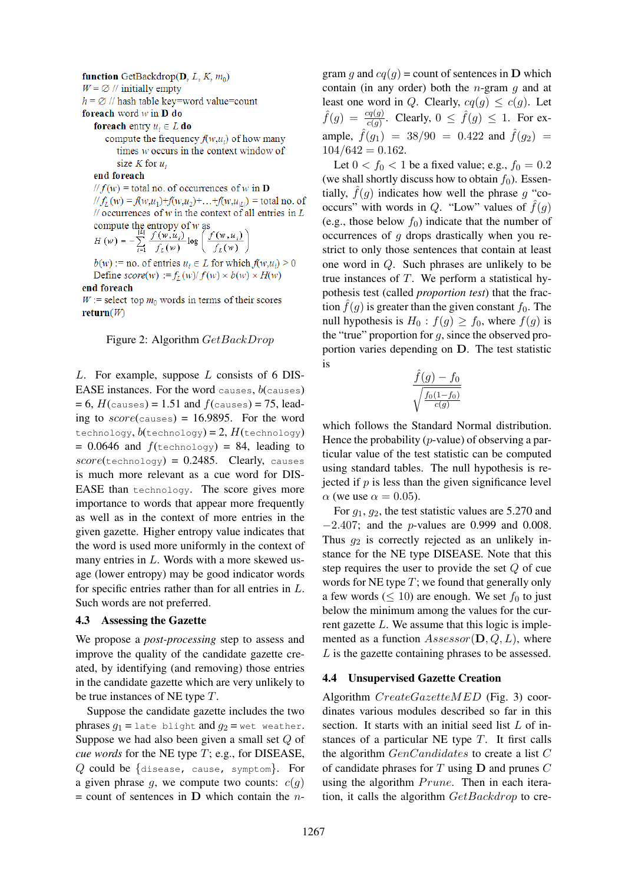```
function GetBackdrop(D, L, K, m_0)
W = ∅ // initially empty
h = ∅ // hash table key=word value=count
foreach word w in D do
    foreach entry u_i ∈ L do
        compute the frequency f(w,u_i) of how many
            times w occurs in the context window of
            size K for u_i
    end foreach
    // f(w) = total no. of occurrences of w in D
    // f_L(w) = f(w,u_1)+f(w,u_2)+...+f(w,u_|L|) = total no. of
    // occurrences of w in the context of all entries in L
    compute the entropy of w as
    H(w) = - Σ_{i=1}^{|L|} f(w,u_i)/f_L(w) log( f(w,u_i)/f_L(w) )
    b(w) := no. of entries u_i ∈ L for which f(w,u_i) > 0
    Define score(w) := f_L(w)/ f(w) × b(w) × H(w)
end foreach
W := select top m_0 words in terms of their scores
return(W)
```

Figure 2: Algorithm $GetBackDrop$

$L$. For example, suppose $L$ consists of 6 DISEASE instances. For the word `causes`, $b$(`causes`) = 6, $H$(`causes`) = 1.51 and $f$(`causes`) = 75, leading to $score$(`causes`) = 16.9895. For the word `technology`, $b$(`technology`) = 2, $H$(`technology`) = 0.0646 and $f$(`technology`) = 84, leading to $score$(`technology`) = 0.2485. Clearly, `causes` is much more relevant as a cue word for DISEASE than `technology`. The score gives more importance to words that appear more frequently as well as in the context of more entries in the given gazette. Higher entropy value indicates that the word is used more uniformly in the context of many entries in $L$. Words with a more skewed usage (lower entropy) may be good indicator words for specific entries rather than for all entries in $L$. Such words are not preferred.

### 4.3 Assessing the Gazette

We propose a *post-processing* step to assess and improve the quality of the candidate gazette created, by identifying (and removing) those entries in the candidate gazette which are very unlikely to be true instances of NE type $T$.

Suppose the candidate gazette includes the two phrases $g_1$ = `late blight` and $g_2$ = `wet weather`. Suppose we had also been given a small set $Q$ of *cue words* for the NE type $T$; e.g., for DISEASE, $Q$ could be {`disease`, `cause`, `symptom`}. For a given phrase $g$, we compute two counts: $c(g)$ = count of sentences in **D** which contain the $n$-gram $g$ and $cq(g)$ = count of sentences in **D** which contain (in any order) both the $n$-gram $g$ and at least one word in $Q$. Clearly, $cq(g) \leq c(g)$. Let $\hat{f}(g) = \frac{cq(g)}{c(g)}$. Clearly, $0 \leq \hat{f}(g) \leq 1$. For example, $\hat{f}(g_1) = 38/90 = 0.422$ and $\hat{f}(g_2) = 104/642 = 0.162$.

Let $0 < f_0 < 1$ be a fixed value; e.g., $f_0 = 0.2$ (we shall shortly discuss how to obtain $f_0$). Essentially, $\hat{f}(g)$ indicates how well the phrase $g$ "co-occurs" with words in $Q$. "Low" values of $\hat{f}(g)$ (e.g., those below $f_0$) indicate that the number of occurrences of $g$ drops drastically when you restrict to only those sentences that contain at least one word in $Q$. Such phrases are unlikely to be true instances of $T$. We perform a statistical hypothesis test (called *proportion test*) that the fraction $\hat{f}(g)$ is greater than the given constant $f_0$. The null hypothesis is $H_0 : f(g) \geq f_0$, where $f(g)$ is the "true" proportion for $g$, since the observed proportion varies depending on **D**. The test statistic is

$$\frac{\hat{f}(g) - f_0}{\sqrt{\frac{f_0(1-f_0)}{c(g)}}}$$

which follows the Standard Normal distribution. Hence the probability ($p$-value) of observing a particular value of the test statistic can be computed using standard tables. The null hypothesis is rejected if $p$ is less than the given significance level $\alpha$ (we use $\alpha = 0.05$).

For $g_1$, $g_2$, the test statistic values are 5.270 and $-2.407$; and the $p$-values are 0.999 and 0.008. Thus $g_2$ is correctly rejected as an unlikely instance for the NE type DISEASE. Note that this step requires the user to provide the set $Q$ of cue words for NE type $T$; we found that generally only a few words ($\leq 10$) are enough. We set $f_0$ to just below the minimum among the values for the current gazette $L$. We assume that this logic is implemented as a function $Assessor(\mathbf{D}, Q, L)$, where $L$ is the gazette containing phrases to be assessed.

### 4.4 Unsupervised Gazette Creation

Algorithm $CreateGazetteMED$ (Fig. 3) coordinates various modules described so far in this section. It starts with an initial seed list $L$ of instances of a particular NE type $T$. It first calls the algorithm $GenCandidates$ to create a list $C$ of candidate phrases for $T$ using **D** and prunes $C$ using the algorithm $Prune$. Then in each iteration, it calls the algorithm $GetBackdrop$ to cre-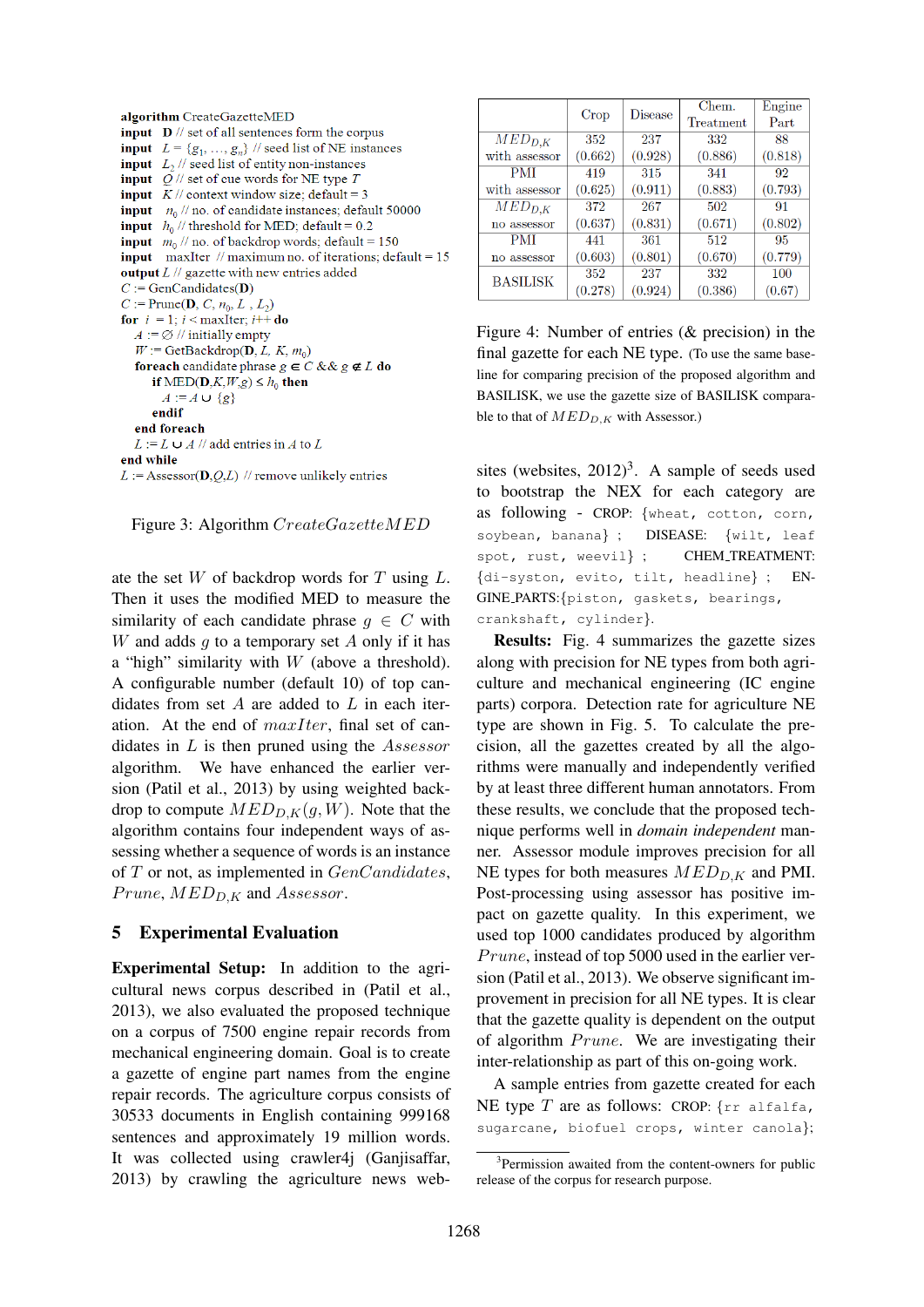```
algorithm CreateGazetteMED
input   D // set of all sentences form the corpus
input   L = {g_1, ..., g_n} // seed list of NE instances
input   L_2 // seed list of entity non-instances
input   Q // set of cue words for NE type T
input   K // context window size; default = 3
input   n_0 // no. of candidate instances; default 50000
input   h_0 // threshold for MED; default = 0.2
input   m_0 // no. of backdrop words; default = 150
input   maxIter // maximum no. of iterations; default = 15
output  L // gazette with new entries added
C := GenCandidates(D)
C := Prune(D, C, n_0, L , L_2)
for i = 1; i < maxIter; i++ do
    A := ∅ // initially empty
    W := GetBackdrop(D, L, K, m_0)
    foreach candidate phrase g ∈ C && g ∉ L do
        if MED(D,K,W,g) ≤ h_0 then
            A := A ∪ {g}
        endif
    end foreach
    L := L ∪ A // add entries in A to L
end while
L := Assessor(D,Q,L) // remove unlikely entries
```

Figure 3: Algorithm $CreateGazetteMED$

ate the set $W$ of backdrop words for $T$ using $L$. Then it uses the modified MED to measure the similarity of each candidate phrase $g \in C$ with $W$ and adds $g$ to a temporary set $A$ only if it has a "high" similarity with $W$ (above a threshold). A configurable number (default 10) of top candidates from set $A$ are added to $L$ in each iteration. At the end of $maxIter$, final set of candidates in $L$ is then pruned using the $Assessor$ algorithm. We have enhanced the earlier version (Patil et al., 2013) by using weighted backdrop to compute $MED_{D,K}(g, W)$. Note that the algorithm contains four independent ways of assessing whether a sequence of words is an instance of $T$ or not, as implemented in $GenCandidates$, $Prune$, $MED_{D,K}$ and $Assessor$.

## 5 Experimental Evaluation

**Experimental Setup:** In addition to the agricultural news corpus described in (Patil et al., 2013), we also evaluated the proposed technique on a corpus of 7500 engine repair records from mechanical engineering domain. Goal is to create a gazette of engine part names from the engine repair records. The agriculture corpus consists of 30533 documents in English containing 999168 sentences and approximately 19 million words. It was collected using crawler4j (Ganjisaffar, 2013) by crawling the agriculture news websites (websites, 2012)[3]. A sample of seeds used to bootstrap the NEX for each category are as following - CROP: {`wheat, cotton, corn, soybean, banana`} ; DISEASE: {`wilt, leaf spot, rust, weevil`} ; CHEM_TREATMENT: {`di-syston, evito, tilt, headline`} ; ENGINE_PARTS:{`piston, gaskets, bearings, crankshaft, cylinder`}.

| | Crop | Disease | Chem. Treatment | Engine Part |
|---|---|---|---|---|
| $MED_{D,K}$ with assessor | 352 (0.662) | 237 (0.928) | 332 (0.886) | 88 (0.818) |
| PMI with assessor | 419 (0.625) | 315 (0.911) | 341 (0.883) | 92 (0.793) |
| $MED_{D,K}$ no assessor | 372 (0.637) | 267 (0.831) | 502 (0.671) | 91 (0.802) |
| PMI no assessor | 441 (0.603) | 361 (0.801) | 512 (0.670) | 95 (0.779) |
| BASILISK | 352 (0.278) | 237 (0.924) | 332 (0.386) | 100 (0.67) |

Figure 4: Number of entries (& precision) in the final gazette for each NE type. (To use the same baseline for comparing precision of the proposed algorithm and BASILISK, we use the gazette size of BASILISK comparable to that of $MED_{D,K}$ with Assessor.)

**Results:** Fig. 4 summarizes the gazette sizes along with precision for NE types from both agriculture and mechanical engineering (IC engine parts) corpora. Detection rate for agriculture NE type are shown in Fig. 5. To calculate the precision, all the gazettes created by all the algorithms were manually and independently verified by at least three different human annotators. From these results, we conclude that the proposed technique performs well in *domain independent* manner. Assessor module improves precision for all NE types for both measures $MED_{D,K}$ and PMI. Post-processing using assessor has positive impact on gazette quality. In this experiment, we used top 1000 candidates produced by algorithm $Prune$, instead of top 5000 used in the earlier version (Patil et al., 2013). We observe significant improvement in precision for all NE types. It is clear that the gazette quality is dependent on the output of algorithm $Prune$. We are investigating their inter-relationship as part of this on-going work.

A sample entries from gazette created for each NE type $T$ are as follows: CROP: {`rr alfalfa, sugarcane, biofuel crops, winter canola`};

[3] Permission awaited from the content-owners for public release of the corpus for research purpose.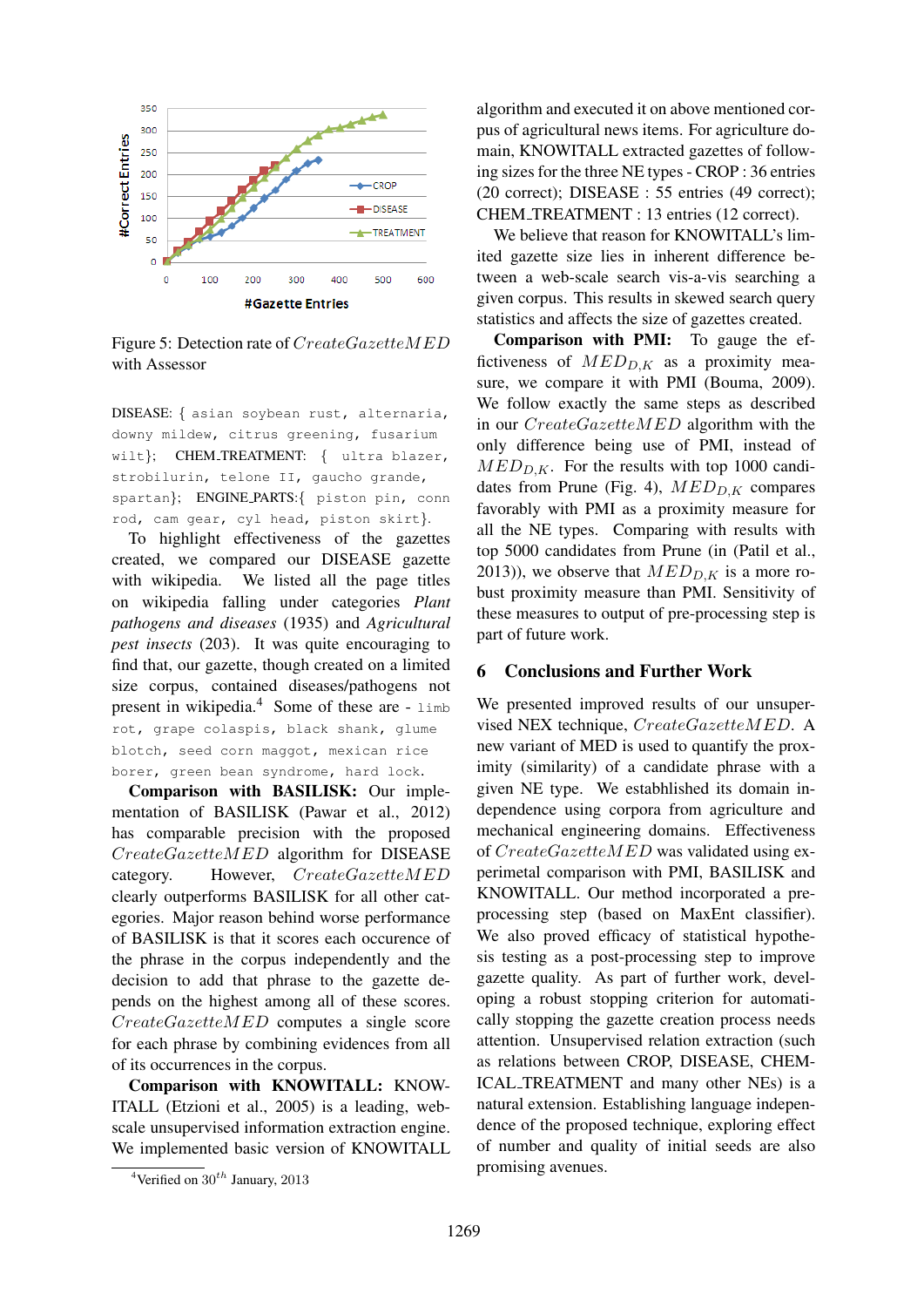Figure 5: Detection rate of $CreateGazetteMED$ with Assessor

DISEASE: { asian soybean rust, alternaria, downy mildew, citrus greening, fusarium wilt}; CHEM_TREATMENT: { ultra blazer, strobilurin, telone II, gaucho grande, spartan}; ENGINE_PARTS:{ piston pin, conn rod, cam gear, cyl head, piston skirt}.

To highlight effectiveness of the gazettes created, we compared our DISEASE gazette with wikipedia. We listed all the page titles on wikipedia falling under categories *Plant pathogens and diseases* (1935) and *Agricultural pest insects* (203). It was quite encouraging to find that, our gazette, though created on a limited size corpus, contained diseases/pathogens not present in wikipedia.[4] Some of these are - limb rot, grape colaspis, black shank, glume blotch, seed corn maggot, mexican rice borer, green bean syndrome, hard lock.

**Comparison with BASILISK:** Our implementation of BASILISK (Pawar et al., 2012) has comparable precision with the proposed $CreateGazetteMED$ algorithm for DISEASE category. However, $CreateGazetteMED$ clearly outperforms BASILISK for all other categories. Major reason behind worse performance of BASILISK is that it scores each occurence of the phrase in the corpus independently and the decision to add that phrase to the gazette depends on the highest among all of these scores. $CreateGazetteMED$ computes a single score for each phrase by combining evidences from all of its occurrences in the corpus.

**Comparison with KNOWITALL:** KNOWITALL (Etzioni et al., 2005) is a leading, web-scale unsupervised information extraction engine. We implemented basic version of KNOWITALL algorithm and executed it on above mentioned corpus of agricultural news items. For agriculture domain, KNOWITALL extracted gazettes of following sizes for the three NE types - CROP : 36 entries (20 correct); DISEASE : 55 entries (49 correct); CHEM_TREATMENT : 13 entries (12 correct).

We believe that reason for KNOWITALL's limited gazette size lies in inherent difference between a web-scale search vis-a-vis searching a given corpus. This results in skewed search query statistics and affects the size of gazettes created.

**Comparison with PMI:** To gauge the effictiveness of $MED_{D,K}$ as a proximity measure, we compare it with PMI (Bouma, 2009). We follow exactly the same steps as described in our $CreateGazetteMED$ algorithm with the only difference being use of PMI, instead of $MED_{D,K}$. For the results with top 1000 candidates from Prune (Fig. 4), $MED_{D,K}$ compares favorably with PMI as a proximity measure for all the NE types. Comparing with results with top 5000 candidates from Prune (in (Patil et al., 2013)), we observe that $MED_{D,K}$ is a more robust proximity measure than PMI. Sensitivity of these measures to output of pre-processing step is part of future work.

## 6 Conclusions and Further Work

We presented improved results of our unsupervised NEX technique, $CreateGazetteMED$. A new variant of MED is used to quantify the proximity (similarity) of a candidate phrase with a given NE type. We estabhlished its domain independence using corpora from both agriculture and mechanical engineering domains. Effectiveness of $CreateGazetteMED$ was validated using experimetal comparison with PMI, BASILISK and KNOWITALL. Our method incorporated a preprocessing step (based on MaxEnt classifier). We also proved efficacy of statistical hypothesis testing as a post-processing step to improve gazette quality. As part of further work, developing a robust stopping criterion for automatically stopping the gazette creation process needs attention. Unsupervised relation extraction (such as relations between CROP, DISEASE, CHEMICAL_TREATMENT and many other NEs) is a natural extension. Establishing language independence of the proposed technique, exploring effect of number and quality of initial seeds are also promising avenues.

[4] Verified on $30^{th}$ January, 2013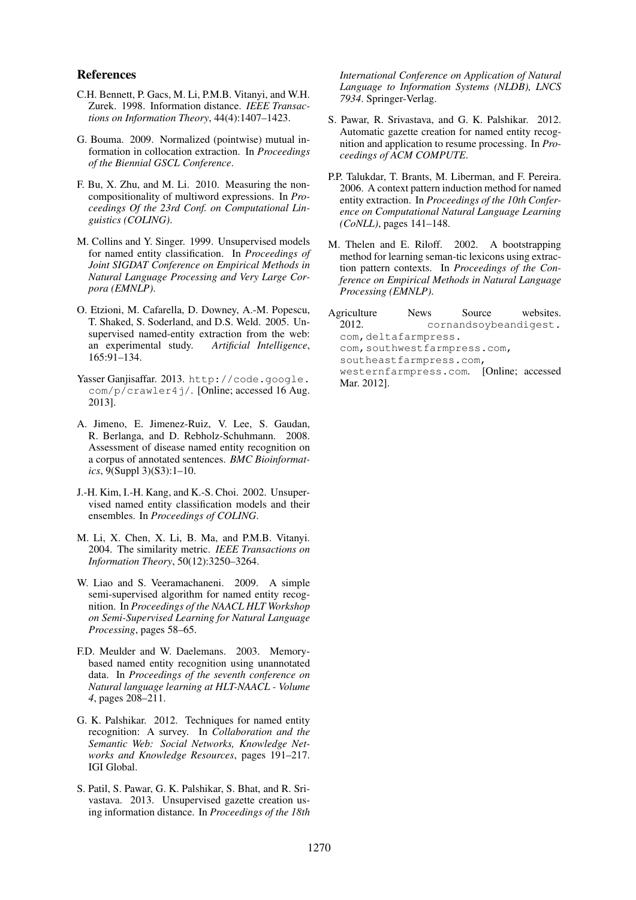## References

C.H. Bennett, P. Gacs, M. Li, P.M.B. Vitanyi, and W.H. Zurek. 1998. Information distance. *IEEE Transactions on Information Theory*, 44(4):1407–1423.

G. Bouma. 2009. Normalized (pointwise) mutual information in collocation extraction. In *Proceedings of the Biennial GSCL Conference*.

F. Bu, X. Zhu, and M. Li. 2010. Measuring the non-compositionality of multiword expressions. In *Proceedings Of the 23rd Conf. on Computational Linguistics (COLING)*.

M. Collins and Y. Singer. 1999. Unsupervised models for named entity classification. In *Proceedings of Joint SIGDAT Conference on Empirical Methods in Natural Language Processing and Very Large Corpora (EMNLP)*.

O. Etzioni, M. Cafarella, D. Downey, A.-M. Popescu, T. Shaked, S. Soderland, and D.S. Weld. 2005. Unsupervised named-entity extraction from the web: an experimental study. *Artificial Intelligence*, 165:91–134.

Yasser Ganjisaffar. 2013. `http://code.google.com/p/crawler4j/`. [Online; accessed 16 Aug. 2013].

A. Jimeno, E. Jimenez-Ruiz, V. Lee, S. Gaudan, R. Berlanga, and D. Rebholz-Schuhmann. 2008. Assessment of disease named entity recognition on a corpus of annotated sentences. *BMC Bioinformatics*, 9(Suppl 3)(S3):1–10.

J.-H. Kim, I.-H. Kang, and K.-S. Choi. 2002. Unsupervised named entity classification models and their ensembles. In *Proceedings of COLING*.

M. Li, X. Chen, X. Li, B. Ma, and P.M.B. Vitanyi. 2004. The similarity metric. *IEEE Transactions on Information Theory*, 50(12):3250–3264.

W. Liao and S. Veeramachaneni. 2009. A simple semi-supervised algorithm for named entity recognition. In *Proceedings of the NAACL HLT Workshop on Semi-Supervised Learning for Natural Language Processing*, pages 58–65.

F.D. Meulder and W. Daelemans. 2003. Memory-based named entity recognition using unannotated data. In *Proceedings of the seventh conference on Natural language learning at HLT-NAACL - Volume 4*, pages 208–211.

G. K. Palshikar. 2012. Techniques for named entity recognition: A survey. In *Collaboration and the Semantic Web: Social Networks, Knowledge Networks and Knowledge Resources*, pages 191–217. IGI Global.

S. Patil, S. Pawar, G. K. Palshikar, S. Bhat, and R. Srivastava. 2013. Unsupervised gazette creation using information distance. In *Proceedings of the 18th International Conference on Application of Natural Language to Information Systems (NLDB), LNCS 7934*. Springer-Verlag.

S. Pawar, R. Srivastava, and G. K. Palshikar. 2012. Automatic gazette creation for named entity recognition and application to resume processing. In *Proceedings of ACM COMPUTE*.

P.P. Talukdar, T. Brants, M. Liberman, and F. Pereira. 2006. A context pattern induction method for named entity extraction. In *Proceedings of the 10th Conference on Computational Natural Language Learning (CoNLL)*, pages 141–148.

M. Thelen and E. Riloff. 2002. A bootstrapping method for learning seman-tic lexicons using extraction pattern contexts. In *Proceedings of the Conference on Empirical Methods in Natural Language Processing (EMNLP)*.

Agriculture News Source websites. 2012. `cornandsoybeandigest.com,deltafarmpress.com,southwestfarmpress.com,southeastfarmpress.com,westernfarmpress.com`. [Online; accessed Mar. 2012].